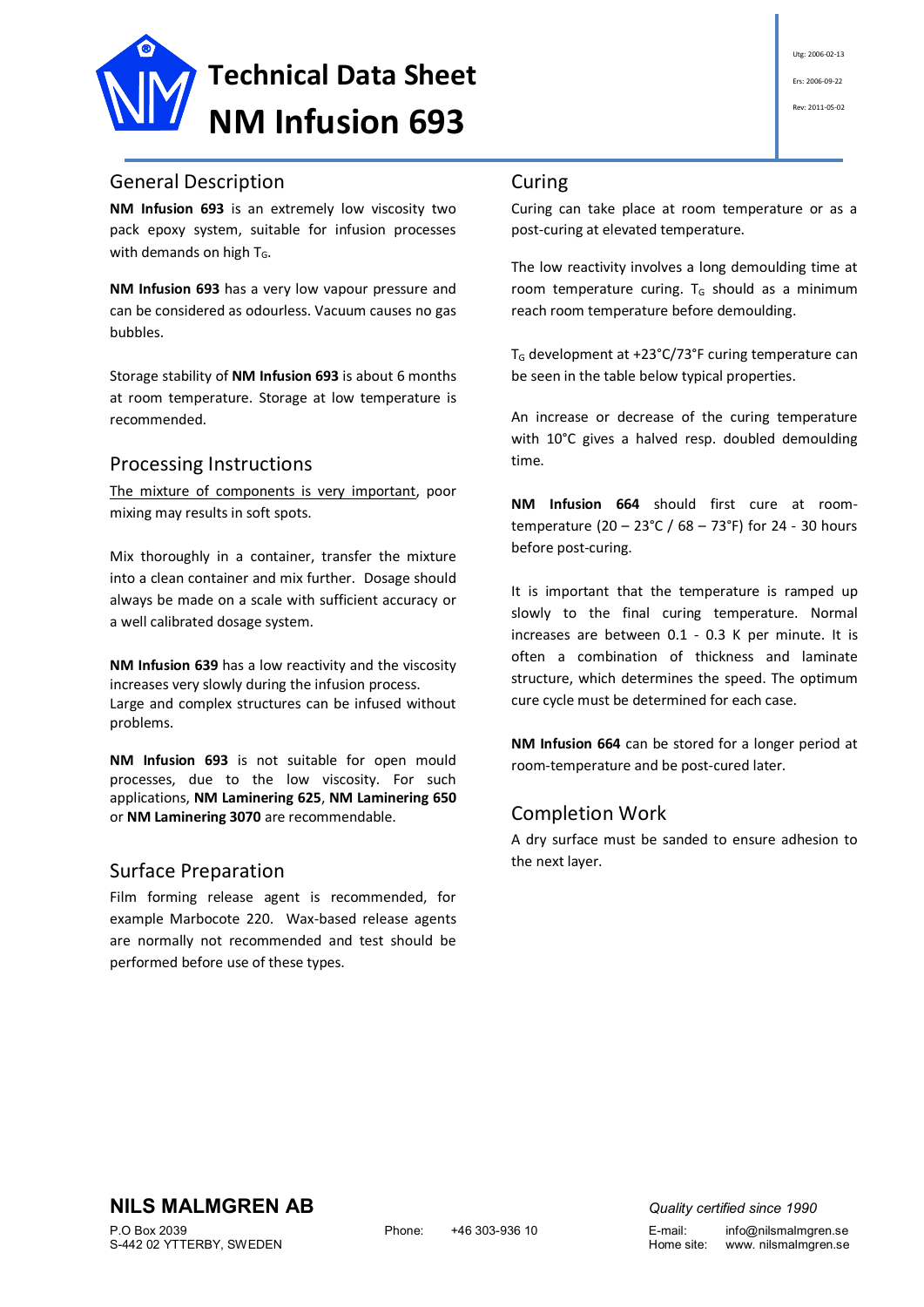# Technical Data Sheet
# NM Infusion 693

Utg: 2006-02-13

Ers: 2006-09-22

Rev: 2011-05-02

## General Description

**NM Infusion 693** is an extremely low viscosity two pack epoxy system, suitable for infusion processes with demands on high $T_G$.

**NM Infusion 693** has a very low vapour pressure and can be considered as odourless. Vacuum causes no gas bubbles.

Storage stability of **NM Infusion 693** is about 6 months at room temperature. Storage at low temperature is recommended.

## Processing Instructions

<u>The mixture of components is very important</u>, poor mixing may results in soft spots.

Mix thoroughly in a container, transfer the mixture into a clean container and mix further. Dosage should always be made on a scale with sufficient accuracy or a well calibrated dosage system.

**NM Infusion 639** has a low reactivity and the viscosity increases very slowly during the infusion process.
Large and complex structures can be infused without problems.

**NM Infusion 693** is not suitable for open mould processes, due to the low viscosity. For such applications, **NM Laminering 625**, **NM Laminering 650** or **NM Laminering 3070** are recommendable.

## Surface Preparation

Film forming release agent is recommended, for example Marbocote 220. Wax-based release agents are normally not recommended and test should be performed before use of these types.

## Curing

Curing can take place at room temperature or as a post-curing at elevated temperature.

The low reactivity involves a long demoulding time at room temperature curing. $T_G$ should as a minimum reach room temperature before demoulding.

$T_G$ development at +23°C/73°F curing temperature can be seen in the table below typical properties.

An increase or decrease of the curing temperature with 10°C gives a halved resp. doubled demoulding time.

**NM Infusion 664** should first cure at room-temperature (20 – 23°C / 68 – 73°F) for 24 - 30 hours before post-curing.

It is important that the temperature is ramped up slowly to the final curing temperature. Normal increases are between 0.1 - 0.3 K per minute. It is often a combination of thickness and laminate structure, which determines the speed. The optimum cure cycle must be determined for each case.

**NM Infusion 664** can be stored for a longer period at room-temperature and be post-cured later.

## Completion Work

A dry surface must be sanded to ensure adhesion to the next layer.

**NILS MALMGREN AB**

P.O Box 2039
S-442 02 YTTERBY, SWEDEN

Phone: +46 303-936 10

*Quality certified since 1990*

E-mail: info@nilsmalmgren.se
Home site: www. nilsmalmgren.se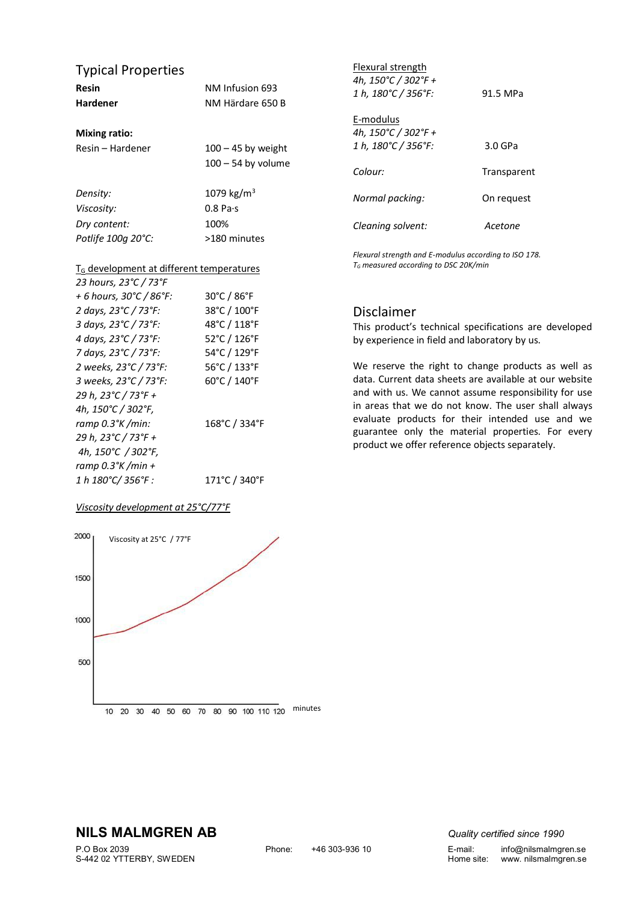## Typical Properties

| | |
|---|---|
| **Resin** | NM Infusion 693 |
| **Hardener** | NM Härdare 650 B |

**Mixing ratio:**

| | |
|---|---|
| Resin – Hardener | 100 – 45 by weight |
| | 100 – 54 by volume |

| | |
|---|---|
| *Density:* | 1079 kg/m$^3$ |
| *Viscosity:* | 0.8 Pa·s |
| *Dry content:* | 100% |
| *Potlife 100g 20°C:* | >180 minutes |

$T_G$ development at different temperatures

| | |
|---|---|
| *23 hours, 23°C / 73°F* | |
| *+ 6 hours, 30°C / 86°F:* | 30°C / 86°F |
| *2 days, 23°C / 73°F:* | 38°C / 100°F |
| *3 days, 23°C / 73°F:* | 48°C / 118°F |
| *4 days, 23°C / 73°F:* | 52°C / 126°F |
| *7 days, 23°C / 73°F:* | 54°C / 129°F |
| *2 weeks, 23°C / 73°F:* | 56°C / 133°F |
| *3 weeks, 23°C / 73°F:* | 60°C / 140°F |
| *29 h, 23°C / 73°F + 4h, 150°C / 302°F, ramp 0.3°K /min:* | 168°C / 334°F |
| *29 h, 23°C / 73°F + 4h, 150°C / 302°F, ramp 0.3°K /min + 1 h 180°C/ 356°F :* | 171°C / 340°F |

*Viscosity development at 25°C/77°F*

Viscosity at 25°C / 77°F

2000
1500
1000
500

10 20 30 40 50 60 70 80 90 100 110 120 minutes

Flexural strength

| | |
|---|---|
| *4h, 150°C / 302°F + 1 h, 180°C / 356°F:* | 91.5 MPa |

E-modulus

| | |
|---|---|
| *4h, 150°C / 302°F + 1 h, 180°C / 356°F:* | 3.0 GPa |
| *Colour:* | Transparent |
| *Normal packing:* | On request |
| *Cleaning solvent:* | *Acetone* |

*Flexural strength and E-modulus according to ISO 178.*
*$T_G$ measured according to DSC 20K/min*

## Disclaimer

This product's technical specifications are developed by experience in field and laboratory by us.

We reserve the right to change products as well as data. Current data sheets are available at our website and with us. We cannot assume responsibility for use in areas that we do not know. The user shall always evaluate products for their intended use and we guarantee only the material properties. For every product we offer reference objects separately.

**NILS MALMGREN AB**

P.O Box 2039
S-442 02 YTTERBY, SWEDEN

Phone: +46 303-936 10

*Quality certified since 1990*

E-mail: info@nilsmalmgren.se
Home site: www. nilsmalmgren.se